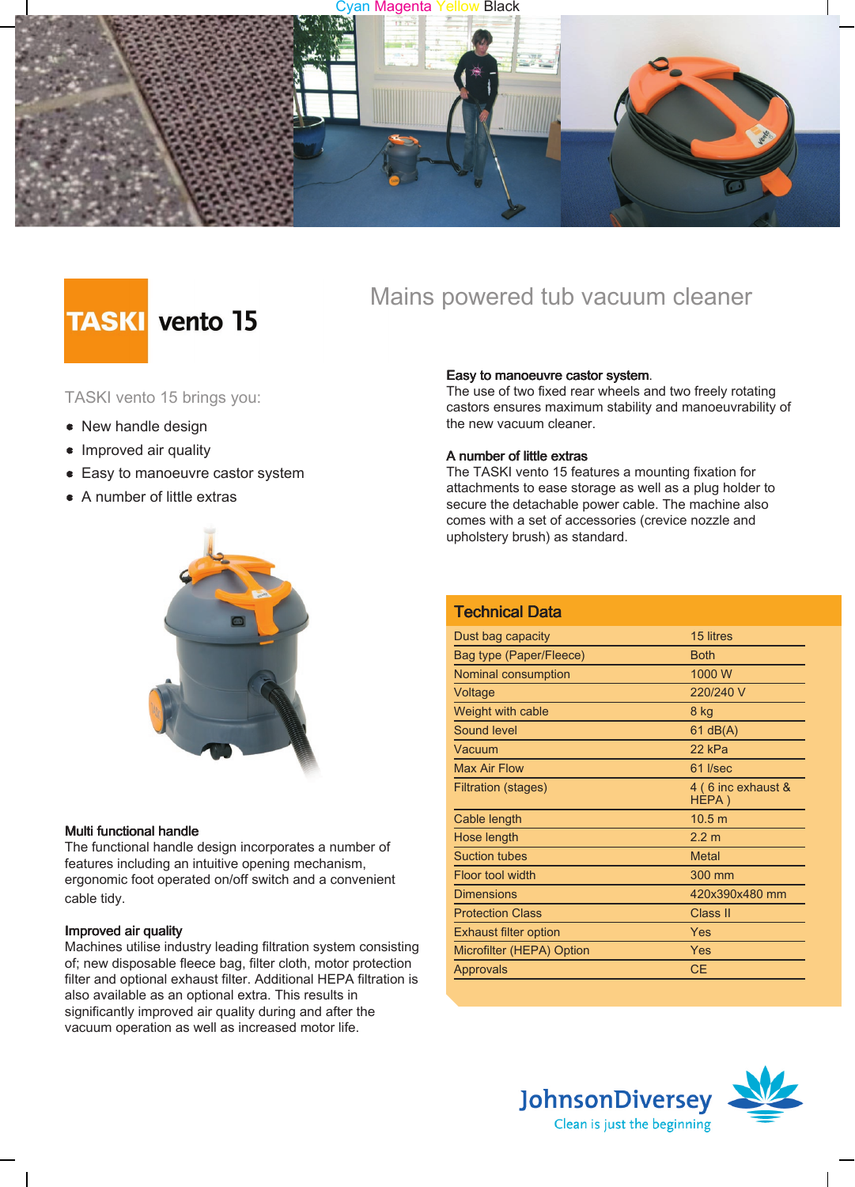# TASKI vento 15

## Mains powered tub vacuum cleaner

TASKI vento 15 brings you:

- New handle design
- Improved air quality
- Easy to manoeuvre castor system
- A number of little extras

**Multi functional handle**
The functional handle design incorporates a number of features including an intuitive opening mechanism, ergonomic foot operated on/off switch and a convenient cable tidy.

**Improved air quality**
Machines utilise industry leading filtration system consisting of; new disposable fleece bag, filter cloth, motor protection filter and optional exhaust filter. Additional HEPA filtration is also available as an optional extra. This results in significantly improved air quality during and after the vacuum operation as well as increased motor life.

**Easy to manoeuvre castor system.**
The use of two fixed rear wheels and two freely rotating castors ensures maximum stability and manoeuvrability of the new vacuum cleaner.

**A number of little extras**
The TASKI vento 15 features a mounting fixation for attachments to ease storage as well as a plug holder to secure the detachable power cable. The machine also comes with a set of accessories (crevice nozzle and upholstery brush) as standard.

## Technical Data

| | |
|---|---|
| Dust bag capacity | 15 litres |
| Bag type (Paper/Fleece) | Both |
| Nominal consumption | 1000 W |
| Voltage | 220/240 V |
| Weight with cable | 8 kg |
| Sound level | 61 dB(A) |
| Vacuum | 22 kPa |
| Max Air Flow | 61 l/sec |
| Filtration (stages) | 4 ( 6 inc exhaust & HEPA ) |
| Cable length | 10.5 m |
| Hose length | 2.2 m |
| Suction tubes | Metal |
| Floor tool width | 300 mm |
| Dimensions | 420x390x480 mm |
| Protection Class | Class II |
| Exhaust filter option | Yes |
| Microfilter (HEPA) Option | Yes |
| Approvals | CE |

JohnsonDiversey
Clean is just the beginning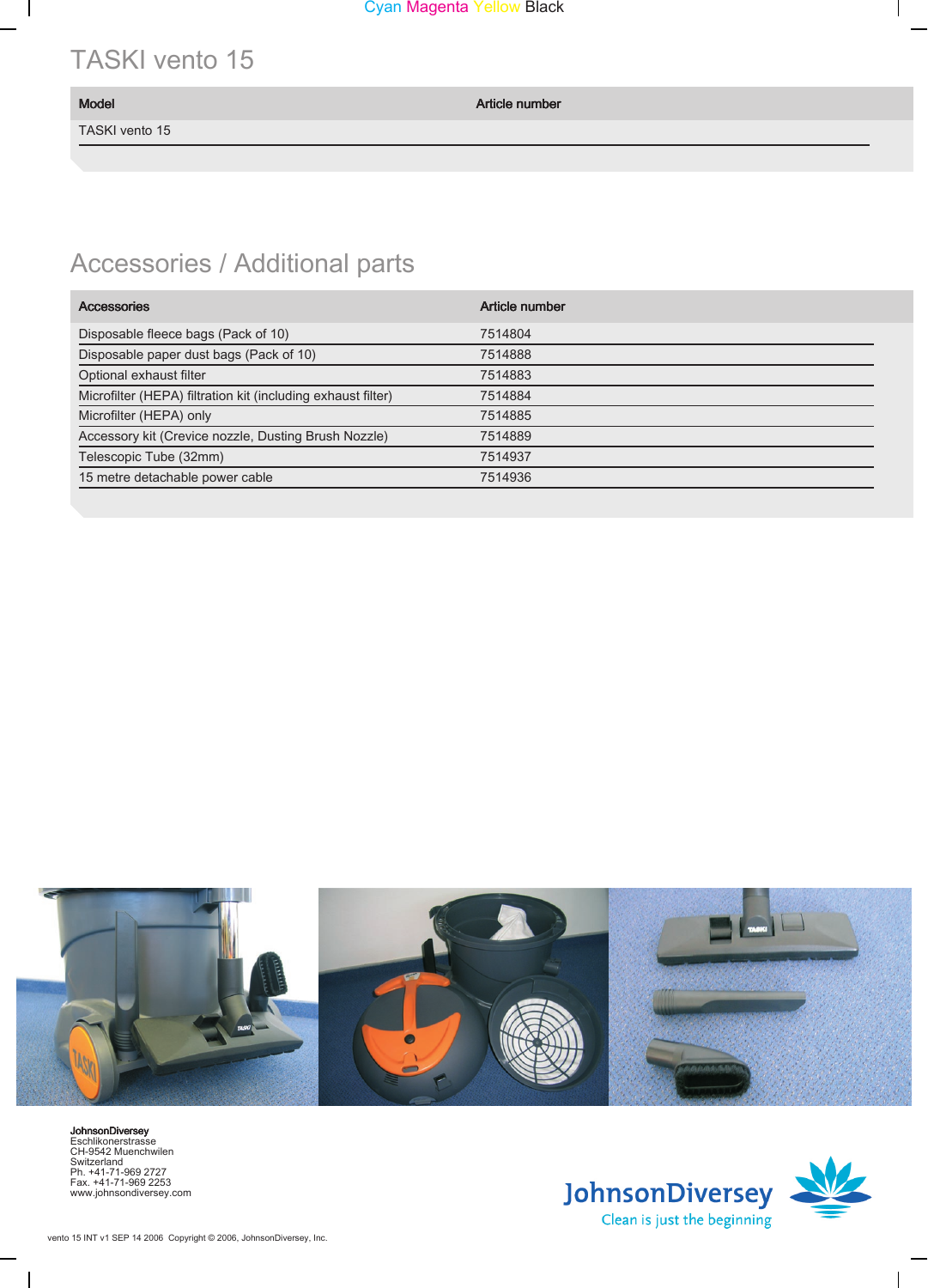# TASKI vento 15

| Model | Article number |
|---|---|
| TASKI vento 15 | |

## Accessories / Additional parts

| Accessories | Article number |
|---|---|
| Disposable fleece bags (Pack of 10) | 7514804 |
| Disposable paper dust bags (Pack of 10) | 7514888 |
| Optional exhaust filter | 7514883 |
| Microfilter (HEPA) filtration kit (including exhaust filter) | 7514884 |
| Microfilter (HEPA) only | 7514885 |
| Accessory kit (Crevice nozzle, Dusting Brush Nozzle) | 7514889 |
| Telescopic Tube (32mm) | 7514937 |
| 15 metre detachable power cable | 7514936 |

**JohnsonDiversey**
Eschlikonerstrasse
CH-9542 Muenchwilen
Switzerland
Ph. +41-71-969 2727
Fax. +41-71-969 2253
www.johnsondiversey.com

JohnsonDiversey
Clean is just the beginning

vento 15 INT v1 SEP 14 2006 Copyright © 2006, JohnsonDiversey, Inc.